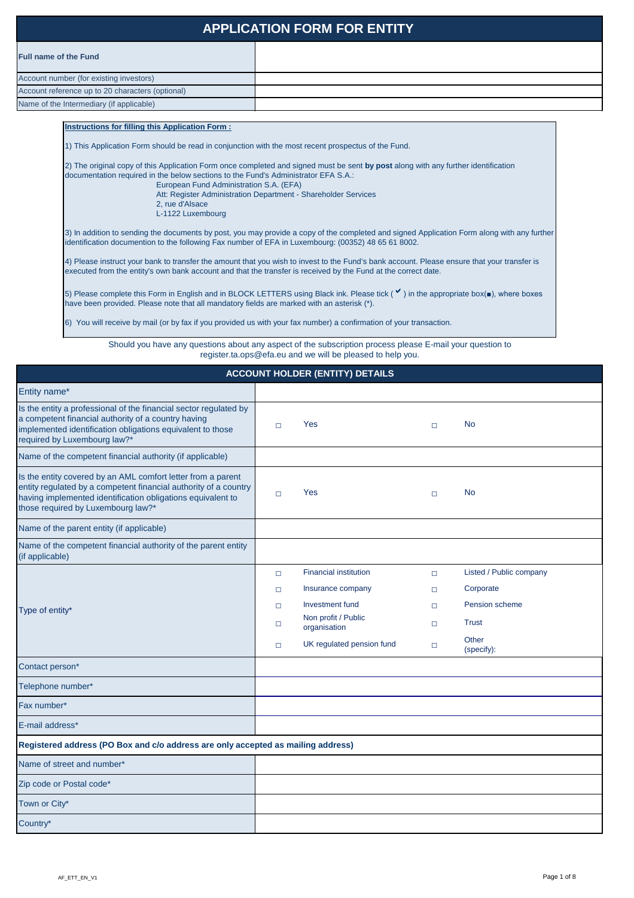# APPLICATION FORM FOR ENTITY

| **Full name of the Fund** | |
|---|---|
| Account number (for existing investors) | |
| Account reference up to 20 characters (optional) | |
| Name of the Intermediary (if applicable) | |

**Instructions for filling this Application Form :**

1) This Application Form should be read in conjunction with the most recent prospectus of the Fund.

2) The original copy of this Application Form once completed and signed must be sent **by post** along with any further identification documentation required in the below sections to the Fund's Administrator EFA S.A.:

European Fund Administration S.A. (EFA)
Att: Register Administration Department - Shareholder Services
2, rue d'Alsace
L-1122 Luxembourg

3) In addition to sending the documents by post, you may provide a copy of the completed and signed Application Form along with any further identification documention to the following Fax number of EFA in Luxembourg: (00352) 48 65 61 8002.

4) Please instruct your bank to transfer the amount that you wish to invest to the Fund's bank account. Please ensure that your transfer is executed from the entity's own bank account and that the transfer is received by the Fund at the correct date.

5) Please complete this Form in English and in BLOCK LETTERS using Black ink. Please tick ( ✔ ) in the appropriate box(■), where boxes have been provided. Please note that all mandatory fields are marked with an asterisk (*).

6) You will receive by mail (or by fax if you provided us with your fax number) a confirmation of your transaction.

Should you have any questions about any aspect of the subscription process please E-mail your question to register.ta.ops@efa.eu and we will be pleased to help you.

## ACCOUNT HOLDER (ENTITY) DETAILS

| Field | | | | |
|---|---|---|---|---|
| Entity name* | | | | |
| Is the entity a professional of the financial sector regulated by a competent financial authority of a country having implemented identification obligations equivalent to those required by Luxembourg law?* | □ | Yes | □ | No |
| Name of the competent financial authority (if applicable) | | | | |
| Is the entity covered by an AML comfort letter from a parent entity regulated by a competent financial authority of a country having implemented identification obligations equivalent to those required by Luxembourg law?* | □ | Yes | □ | No |
| Name of the parent entity (if applicable) | | | | |
| Name of the competent financial authority of the parent entity (if applicable) | | | | |
| Type of entity* | □ | Financial institution | □ | Listed / Public company |
| | □ | Insurance company | □ | Corporate |
| | □ | Investment fund | □ | Pension scheme |
| | □ | Non profit / Public organisation | □ | Trust |
| | □ | UK regulated pension fund | □ | Other (specify): |
| Contact person* | | | | |
| Telephone number* | | | | |
| Fax number* | | | | |
| E-mail address* | | | | |

**Registered address (PO Box and c/o address are only accepted as mailing address)**

| Field | |
|---|---|
| Name of street and number* | |
| Zip code or Postal code* | |
| Town or City* | |
| Country* | |

AF_ETT_EN_V1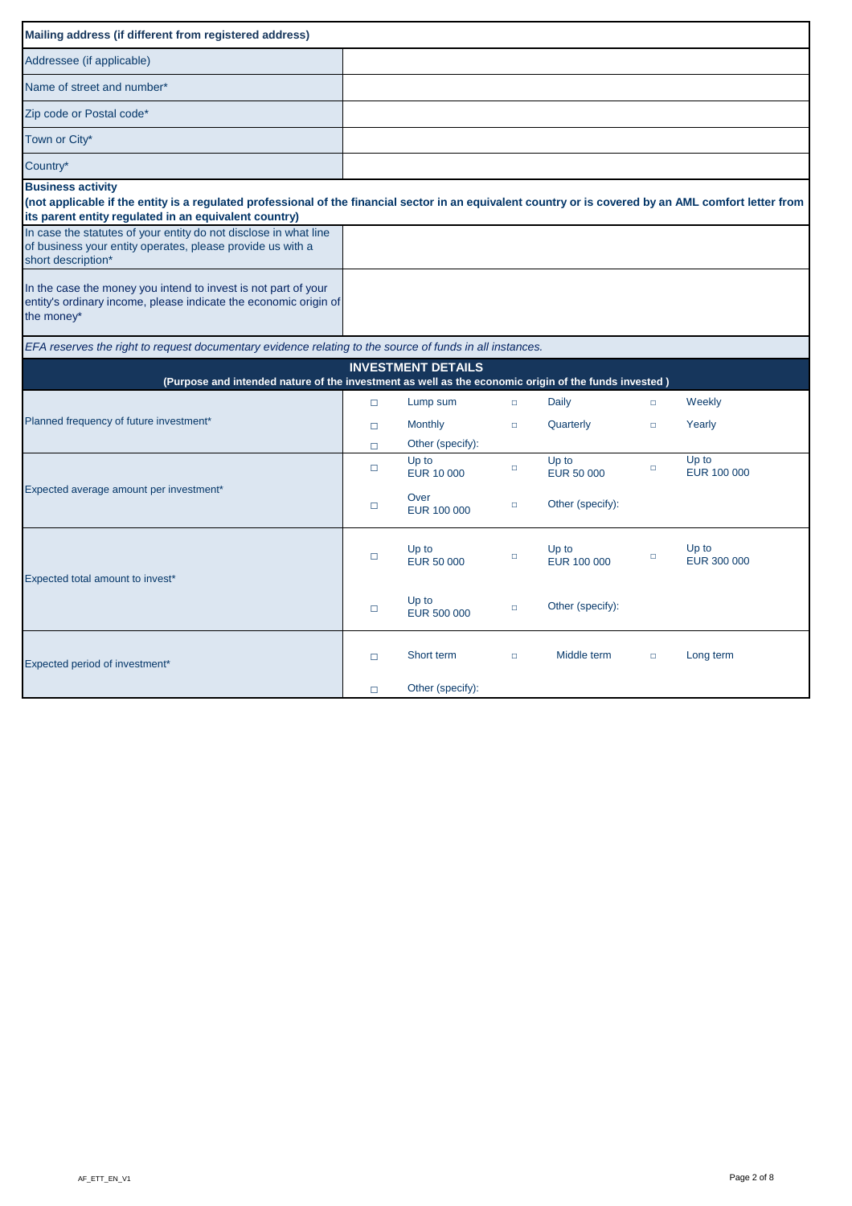| Mailing address (if different from registered address) | |
|---|---|
| Addressee (if applicable) | |
| Name of street and number* | |
| Zip code or Postal code* | |
| Town or City* | |
| Country* | |

**Business activity**
**(not applicable if the entity is a regulated professional of the financial sector in an equivalent country or is covered by an AML comfort letter from its parent entity regulated in an equivalent country)**

| | |
|---|---|
| In case the statutes of your entity do not disclose in what line of business your entity operates, please provide us with a short description* | |
| In the case the money you intend to invest is not part of your entity's ordinary income, please indicate the economic origin of the money* | |

*EFA reserves the right to request documentary evidence relating to the source of funds in all instances.*

## INVESTMENT DETAILS

**(Purpose and intended nature of the investment as well as the economic origin of the funds invested )**

| | | | | | | |
|---|---|---|---|---|---|---|
| Planned frequency of future investment* | □ | Lump sum | □ | Daily | □ | Weekly |
| | □ | Monthly | □ | Quarterly | □ | Yearly |
| | □ | Other (specify): | | | | |
| Expected average amount per investment* | □ | Up to EUR 10 000 | □ | Up to EUR 50 000 | □ | Up to EUR 100 000 |
| | □ | Over EUR 100 000 | □ | Other (specify): | | |
| Expected total amount to invest* | □ | Up to EUR 50 000 | □ | Up to EUR 100 000 | □ | Up to EUR 300 000 |
| | □ | Up to EUR 500 000 | □ | Other (specify): | | |
| Expected period of investment* | □ | Short term | □ | Middle term | □ | Long term |
| | □ | Other (specify): | | | | |

AF_ETT_EN_V1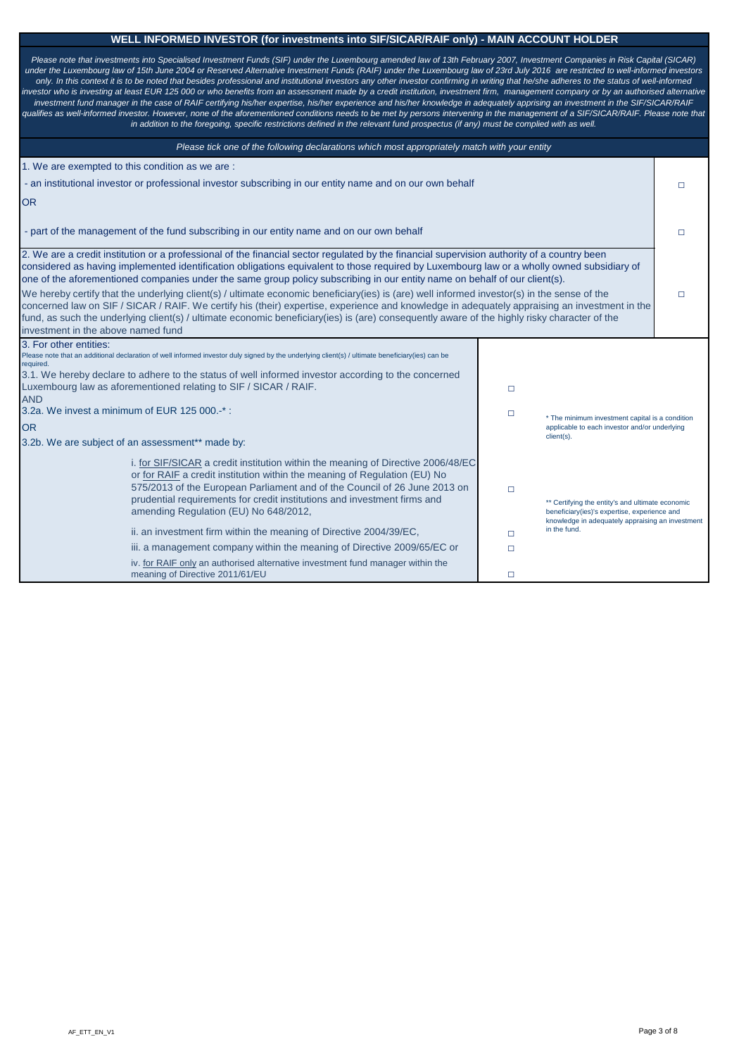## WELL INFORMED INVESTOR (for investments into SIF/SICAR/RAIF only) - MAIN ACCOUNT HOLDER

*Please note that investments into Specialised Investment Funds (SIF) under the Luxembourg amended law of 13th February 2007, Investment Companies in Risk Capital (SICAR) under the Luxembourg law of 15th June 2004 or Reserved Alternative Investment Funds (RAIF) under the Luxembourg law of 23rd July 2016 are restricted to well-informed investors only. In this context it is to be noted that besides professional and institutional investors any other investor confirming in writing that he/she adheres to the status of well-informed investor who is investing at least EUR 125 000 or who benefits from an assessment made by a credit institution, investment firm, management company or by an authorised alternative investment fund manager in the case of RAIF certifying his/her expertise, his/her experience and his/her knowledge in adequately apprising an investment in the SIF/SICAR/RAIF qualifies as well-informed investor. However, none of the aforementioned conditions needs to be met by persons intervening in the management of a SIF/SICAR/RAIF. Please note that in addition to the foregoing, specific restrictions defined in the relevant fund prospectus (if any) must be complied with as well.*

*Please tick one of the following declarations which most appropriately match with your entity*

1. We are exempted to this condition as we are :

- an institutional investor or professional investor subscribing in our entity name and on our own behalf ☐

OR

- part of the management of the fund subscribing in our entity name and on our own behalf ☐

2. We are a credit institution or a professional of the financial sector regulated by the financial supervision authority of a country been considered as having implemented identification obligations equivalent to those required by Luxembourg law or a wholly owned subsidiary of one of the aforementioned companies under the same group policy subscribing in our entity name on behalf of our client(s).

We hereby certify that the underlying client(s) / ultimate economic beneficiary(ies) is (are) well informed investor(s) in the sense of the concerned law on SIF / SICAR / RAIF. We certify his (their) expertise, experience and knowledge in adequately appraising an investment in the fund, as such the underlying client(s) / ultimate economic beneficiary(ies) is (are) consequently aware of the highly risky character of the investment in the above named fund ☐

3. For other entities:

Please note that an additional declaration of well informed investor duly signed by the underlying client(s) / ultimate beneficiary(ies) can be required.

3.1. We hereby declare to adhere to the status of well informed investor according to the concerned Luxembourg law as aforementioned relating to SIF / SICAR / RAIF. ☐

AND

3.2a. We invest a minimum of EUR 125 000.-* : ☐

OR

3.2b. We are subject of an assessment** made by:

i. for SIF/SICAR a credit institution within the meaning of Directive 2006/48/EC or for RAIF a credit institution within the meaning of Regulation (EU) No 575/2013 of the European Parliament and of the Council of 26 June 2013 on prudential requirements for credit institutions and investment firms and amending Regulation (EU) No 648/2012, ☐

ii. an investment firm within the meaning of Directive 2004/39/EC, ☐

iii. a management company within the meaning of Directive 2009/65/EC or ☐

iv. for RAIF only an authorised alternative investment fund manager within the meaning of Directive 2011/61/EU ☐

\* The minimum investment capital is a condition applicable to each investor and/or underlying client(s).

\*\* Certifying the entity's and ultimate economic beneficiary(ies)'s expertise, experience and knowledge in adequately appraising an investment in the fund.

AF_ETT_EN_V1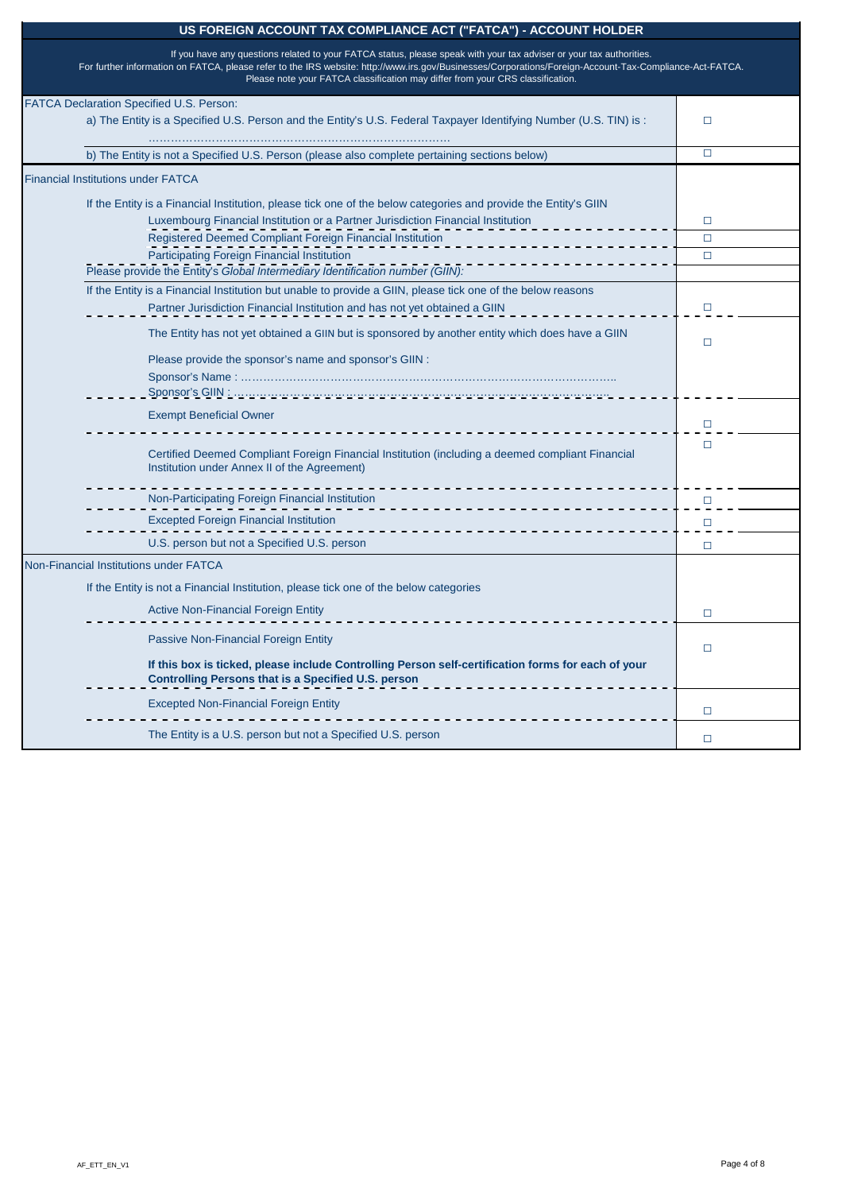# US FOREIGN ACCOUNT TAX COMPLIANCE ACT ("FATCA") - ACCOUNT HOLDER

If you have any questions related to your FATCA status, please speak with your tax adviser or your tax authorities.
For further information on FATCA, please refer to the IRS website: http://www.irs.gov/Businesses/Corporations/Foreign-Account-Tax-Compliance-Act-FATCA.
Please note your FATCA classification may differ from your CRS classification.

| | |
|---|---|
| **FATCA Declaration Specified U.S. Person:** | |
| a) The Entity is a Specified U.S. Person and the Entity's U.S. Federal Taxpayer Identifying Number (U.S. TIN) is : ……………………………………………………………………… | ☐ |
| b) The Entity is not a Specified U.S. Person (please also complete pertaining sections below) | ☐ |
| **Financial Institutions under FATCA** | |
| If the Entity is a Financial Institution, please tick one of the below categories and provide the Entity's GIIN | |
| Luxembourg Financial Institution or a Partner Jurisdiction Financial Institution | ☐ |
| Registered Deemed Compliant Foreign Financial Institution | ☐ |
| Participating Foreign Financial Institution | ☐ |
| Please provide the Entity's *Global Intermediary Identification number (GIIN):* | |
| If the Entity is a Financial Institution but unable to provide a GIIN, please tick one of the below reasons | |
| Partner Jurisdiction Financial Institution and has not yet obtained a GIIN | ☐ |
| The Entity has not yet obtained a GIIN but is sponsored by another entity which does have a GIIN<br><br>Please provide the sponsor's name and sponsor's GIIN :<br>Sponsor's Name : ………………………………………………………………………………………..<br>Sponsor's GIIN : ………………………………………………………………………………………. | ☐ |
| Exempt Beneficial Owner | ☐ |
| Certified Deemed Compliant Foreign Financial Institution (including a deemed compliant Financial Institution under Annex II of the Agreement) | ☐ |
| Non-Participating Foreign Financial Institution | ☐ |
| Excepted Foreign Financial Institution | ☐ |
| U.S. person but not a Specified U.S. person | ☐ |
| **Non-Financial Institutions under FATCA** | |
| If the Entity is not a Financial Institution, please tick one of the below categories | |
| Active Non-Financial Foreign Entity | ☐ |
| Passive Non-Financial Foreign Entity<br><br>**If this box is ticked, please include Controlling Person self-certification forms for each of your Controlling Persons that is a Specified U.S. person** | ☐ |
| Excepted Non-Financial Foreign Entity | ☐ |
| The Entity is a U.S. person but not a Specified U.S. person | ☐ |

AF_ETT_EN_V1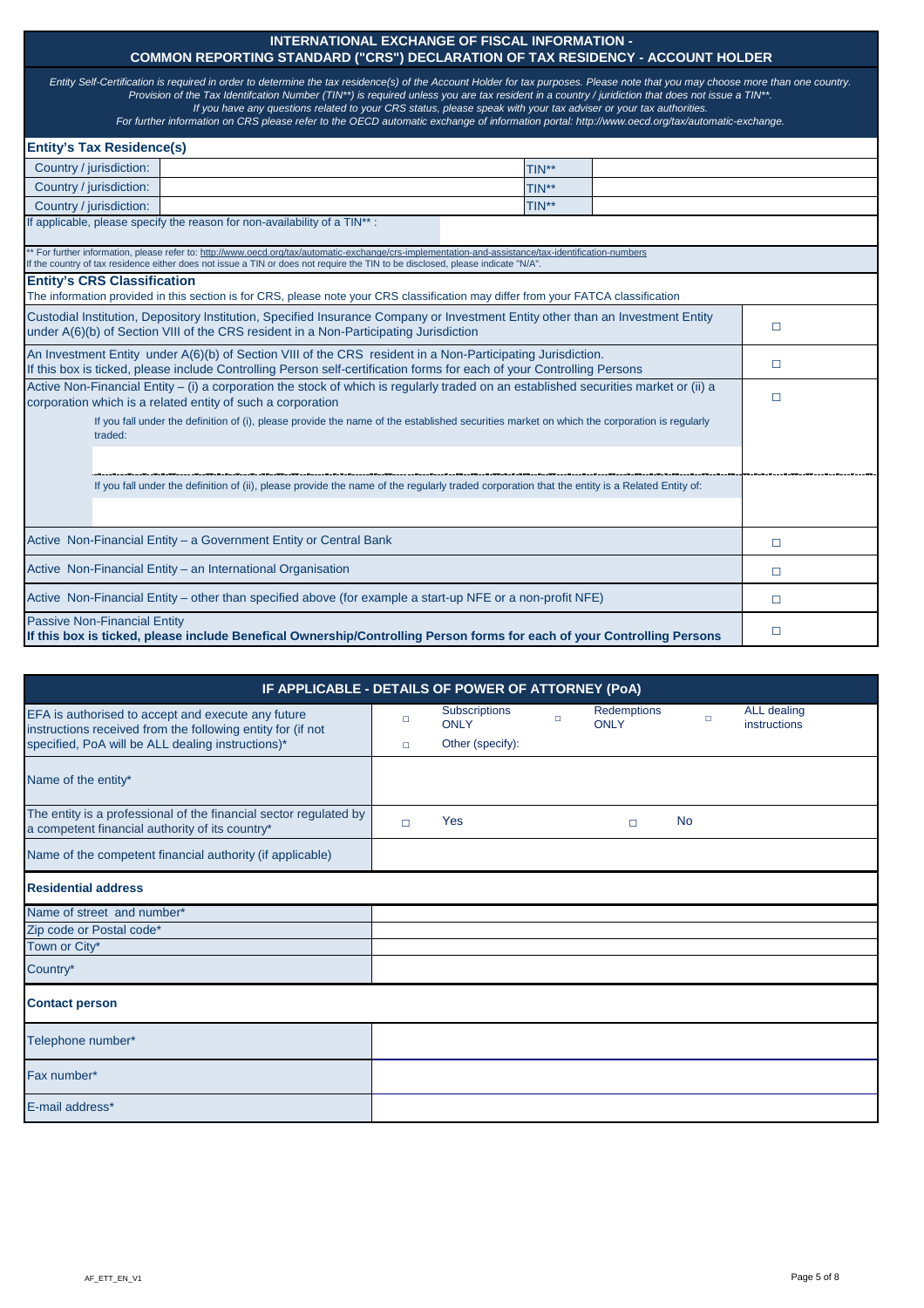## INTERNATIONAL EXCHANGE OF FISCAL INFORMATION - COMMON REPORTING STANDARD ("CRS") DECLARATION OF TAX RESIDENCY - ACCOUNT HOLDER

*Entity Self-Certification is required in order to determine the tax residence(s) of the Account Holder for tax purposes. Please note that you may choose more than one country. Provision of the Tax Identifcation Number (TIN**) is required unless you are tax resident in a country / juridiction that does not issue a TIN**. If you have any questions related to your CRS status, please speak with your tax adviser or your tax authorities. For further information on CRS please refer to the OECD automatic exchange of information portal: http://www.oecd.org/tax/automatic-exchange.*

### Entity's Tax Residence(s)

| Country / jurisdiction: | | TIN** | |
|---|---|---|---|
| Country / jurisdiction: | | TIN** | |
| Country / jurisdiction: | | TIN** | |

If applicable, please specify the reason for non-availability of a TIN** :

** For further information, please refer to: http://www.oecd.org/tax/automatic-exchange/crs-implementation-and-assistance/tax-identification-numbers
If the country of tax residence either does not issue a TIN or does not require the TIN to be disclosed, please indicate "N/A".

### Entity's CRS Classification

The information provided in this section is for CRS, please note your CRS classification may differ from your FATCA classification

| Classification | |
|---|---|
| Custodial Institution, Depository Institution, Specified Insurance Company or Investment Entity other than an Investment Entity under A(6)(b) of Section VIII of the CRS resident in a Non-Participating Jurisdiction | ☐ |
| An Investment Entity under A(6)(b) of Section VIII of the CRS resident in a Non-Participating Jurisdiction. If this box is ticked, please include Controlling Person self-certification forms for each of your Controlling Persons | ☐ |
| Active Non-Financial Entity – (i) a corporation the stock of which is regularly traded on an established securities market or (ii) a corporation which is a related entity of such a corporation | ☐ |
| If you fall under the definition of (i), please provide the name of the established securities market on which the corporation is regularly traded: | |
| If you fall under the definition of (ii), please provide the name of the regularly traded corporation that the entity is a Related Entity of: | |
| Active Non-Financial Entity – a Government Entity or Central Bank | ☐ |
| Active Non-Financial Entity – an International Organisation | ☐ |
| Active Non-Financial Entity – other than specified above (for example a start-up NFE or a non-profit NFE) | ☐ |
| Passive Non-Financial Entity **If this box is ticked, please include Benefical Ownership/Controlling Person forms for each of your Controlling Persons** | ☐ |

## IF APPLICABLE - DETAILS OF POWER OF ATTORNEY (PoA)

| | |
|---|---|
| EFA is authorised to accept and execute any future instructions received from the following entity for (if not specified, PoA will be ALL dealing instructions)* | ☐ Subscriptions ONLY ☐ Redemptions ONLY ☐ ALL dealing instructions ☐ Other (specify): |
| Name of the entity* | |
| The entity is a professional of the financial sector regulated by a competent financial authority of its country* | ☐ Yes ☐ No |
| Name of the competent financial authority (if applicable) | |
| **Residential address** | |
| Name of street and number* | |
| Zip code or Postal code* | |
| Town or City* | |
| Country* | |
| **Contact person** | |
| Telephone number* | |
| Fax number* | |
| E-mail address* | |

AF_ETT_EN_V1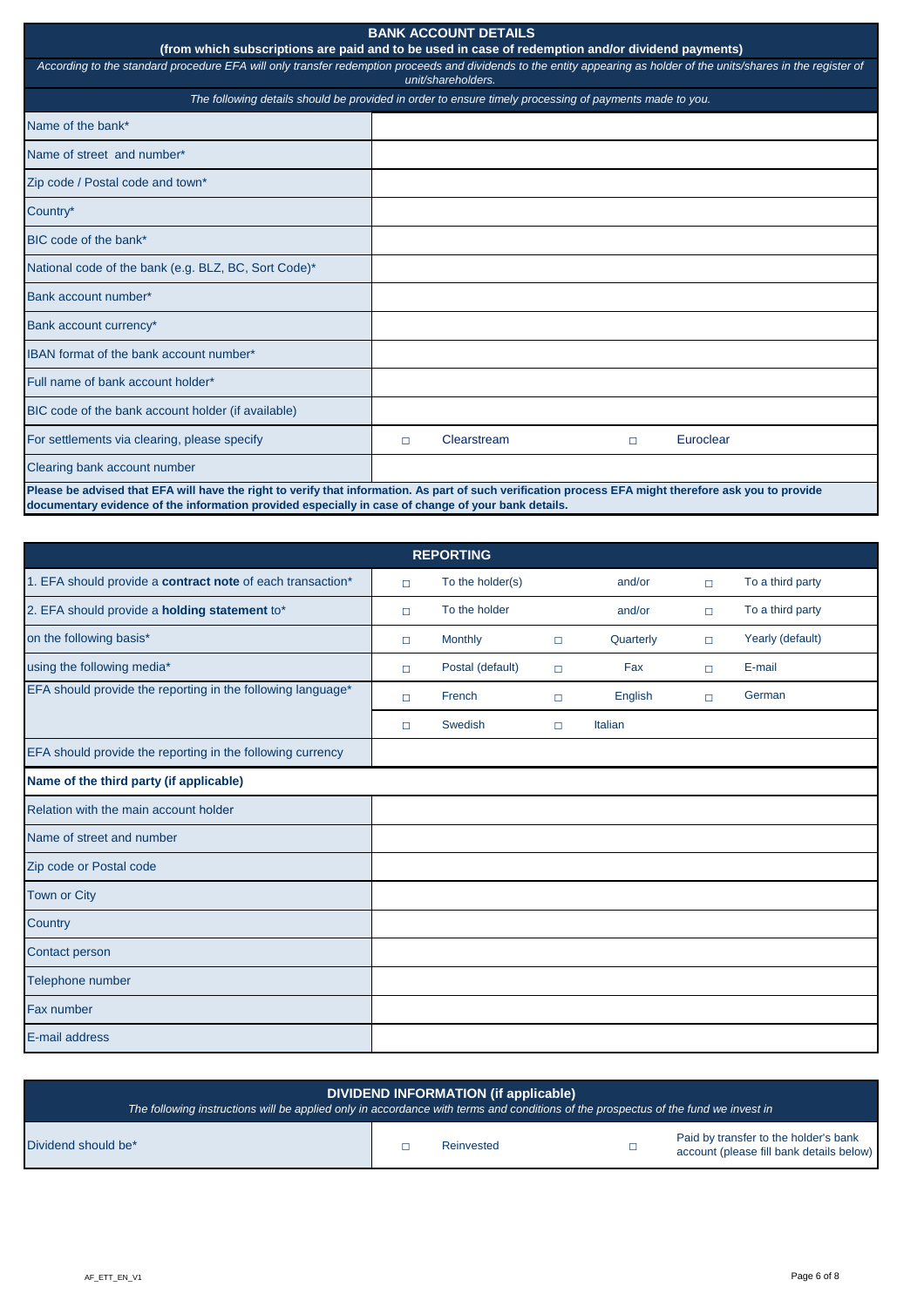## BANK ACCOUNT DETAILS

**(from which subscriptions are paid and to be used in case of redemption and/or dividend payments)**

*According to the standard procedure EFA will only transfer redemption proceeds and dividends to the entity appearing as holder of the units/shares in the register of unit/shareholders.*

*The following details should be provided in order to ensure timely processing of payments made to you.*

| | | | | |
|---|---|---|---|---|
| Name of the bank* | | | | |
| Name of street and number* | | | | |
| Zip code / Postal code and town* | | | | |
| Country* | | | | |
| BIC code of the bank* | | | | |
| National code of the bank (e.g. BLZ, BC, Sort Code)* | | | | |
| Bank account number* | | | | |
| Bank account currency* | | | | |
| IBAN format of the bank account number* | | | | |
| Full name of bank account holder* | | | | |
| BIC code of the bank account holder (if available) | | | | |
| For settlements via clearing, please specify | □ | Clearstream | □ | Euroclear |
| Clearing bank account number | | | | |

**Please be advised that EFA will have the right to verify that information. As part of such verification process EFA might therefore ask you to provide documentary evidence of the information provided especially in case of change of your bank details.**

## REPORTING

| | | | | | | |
|---|---|---|---|---|---|---|
| 1. EFA should provide a **contract note** of each transaction* | □ | To the holder(s) | | and/or | □ | To a third party |
| 2. EFA should provide a **holding statement** to* | □ | To the holder | | and/or | □ | To a third party |
| on the following basis* | □ | Monthly | □ | Quarterly | □ | Yearly (default) |
| using the following media* | □ | Postal (default) | □ | Fax | □ | E-mail |
| EFA should provide the reporting in the following language* | □ | French | □ | English | □ | German |
| | □ | Swedish | □ | Italian | | |
| EFA should provide the reporting in the following currency | | | | | | |

**Name of the third party (if applicable)**

| | |
|---|---|
| Relation with the main account holder | |
| Name of street and number | |
| Zip code or Postal code | |
| Town or City | |
| Country | |
| Contact person | |
| Telephone number | |
| Fax number | |
| E-mail address | |

## DIVIDEND INFORMATION (if applicable)

*The following instructions will be applied only in accordance with terms and conditions of the prospectus of the fund we invest in*

| | | | | |
|---|---|---|---|---|
| Dividend should be* | □ | Reinvested | □ | Paid by transfer to the holder's bank account (please fill bank details below) |

AF_ETT_EN_V1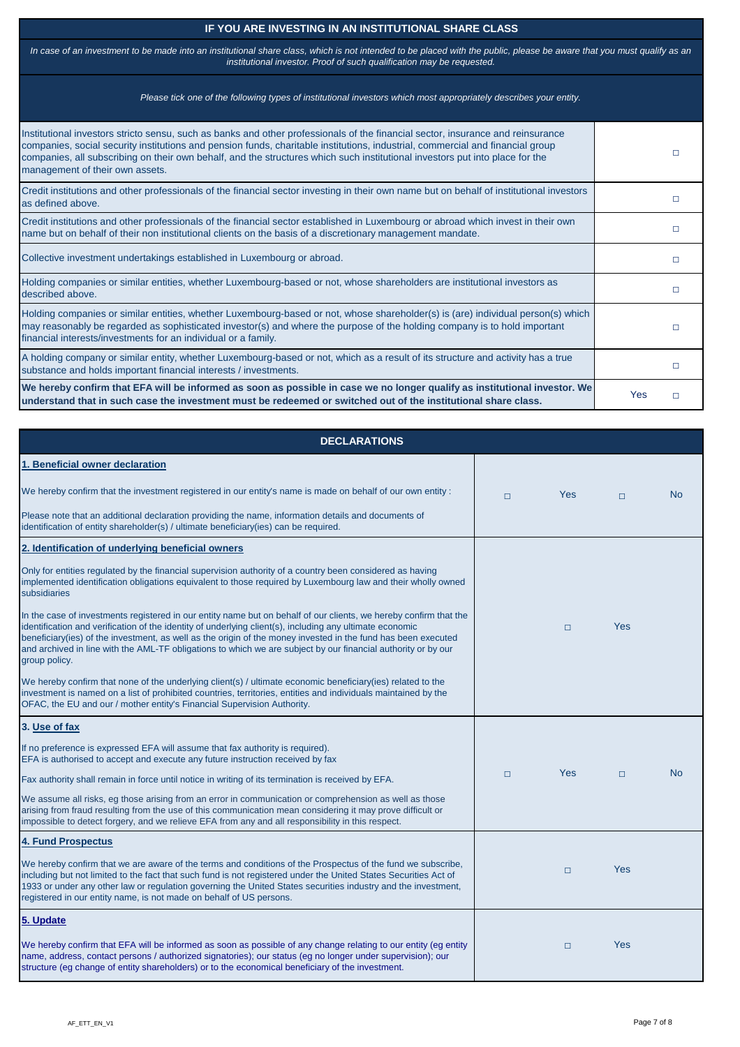## IF YOU ARE INVESTING IN AN INSTITUTIONAL SHARE CLASS

*In case of an investment to be made into an institutional share class, which is not intended to be placed with the public, please be aware that you must qualify as an institutional investor. Proof of such qualification may be requested.*

*Please tick one of the following types of institutional investors which most appropriately describes your entity.*

| Type of institutional investor | |
|---|---|
| Institutional investors stricto sensu, such as banks and other professionals of the financial sector, insurance and reinsurance companies, social security institutions and pension funds, charitable institutions, industrial, commercial and financial group companies, all subscribing on their own behalf, and the structures which such institutional investors put into place for the management of their own assets. | □ |
| Credit institutions and other professionals of the financial sector investing in their own name but on behalf of institutional investors as defined above. | □ |
| Credit institutions and other professionals of the financial sector established in Luxembourg or abroad which invest in their own name but on behalf of their non institutional clients on the basis of a discretionary management mandate. | □ |
| Collective investment undertakings established in Luxembourg or abroad. | □ |
| Holding companies or similar entities, whether Luxembourg-based or not, whose shareholders are institutional investors as described above. | □ |
| Holding companies or similar entities, whether Luxembourg-based or not, whose shareholder(s) is (are) individual person(s) which may reasonably be regarded as sophisticated investor(s) and where the purpose of the holding company is to hold important financial interests/investments for an individual or a family. | □ |
| A holding company or similar entity, whether Luxembourg-based or not, which as a result of its structure and activity has a true substance and holds important financial interests / investments. | □ |
| **We hereby confirm that EFA will be informed as soon as possible in case we no longer qualify as institutional investor. We understand that in such case the investment must be redeemed or switched out of the institutional share class.** | Yes □ |

## DECLARATIONS

### 1. Beneficial owner declaration

We hereby confirm that the investment registered in our entity's name is made on behalf of our own entity : □ Yes □ No

Please note that an additional declaration providing the name, information details and documents of identification of entity shareholder(s) / ultimate beneficiary(ies) can be required.

### 2. Identification of underlying beneficial owners

Only for entities regulated by the financial supervision authority of a country been considered as having implemented identification obligations equivalent to those required by Luxembourg law and their wholly owned subsidiaries

In the case of investments registered in our entity name but on behalf of our clients, we hereby confirm that the identification and verification of the identity of underlying client(s), including any ultimate economic beneficiary(ies) of the investment, as well as the origin of the money invested in the fund has been executed and archived in line with the AML-TF obligations to which we are subject by our financial authority or by our group policy.

We hereby confirm that none of the underlying client(s) / ultimate economic beneficiary(ies) related to the investment is named on a list of prohibited countries, territories, entities and individuals maintained by the OFAC, the EU and our / mother entity's Financial Supervision Authority.

□ Yes

### 3. Use of fax

If no preference is expressed EFA will assume that fax authority is required).
EFA is authorised to accept and execute any future instruction received by fax

Fax authority shall remain in force until notice in writing of its termination is received by EFA. □ Yes □ No

We assume all risks, eg those arising from an error in communication or comprehension as well as those arising from fraud resulting from the use of this communication mean considering it may prove difficult or impossible to detect forgery, and we relieve EFA from any and all responsibility in this respect.

### 4. Fund Prospectus

We hereby confirm that we are aware of the terms and conditions of the Prospectus of the fund we subscribe, including but not limited to the fact that such fund is not registered under the United States Securities Act of 1933 or under any other law or regulation governing the United States securities industry and the investment, registered in our entity name, is not made on behalf of US persons.

□ Yes

### 5. Update

We hereby confirm that EFA will be informed as soon as possible of any change relating to our entity (eg entity name, address, contact persons / authorized signatories); our status (eg no longer under supervision); our structure (eg change of entity shareholders) or to the economical beneficiary of the investment.

□ Yes

AF_ETT_EN_V1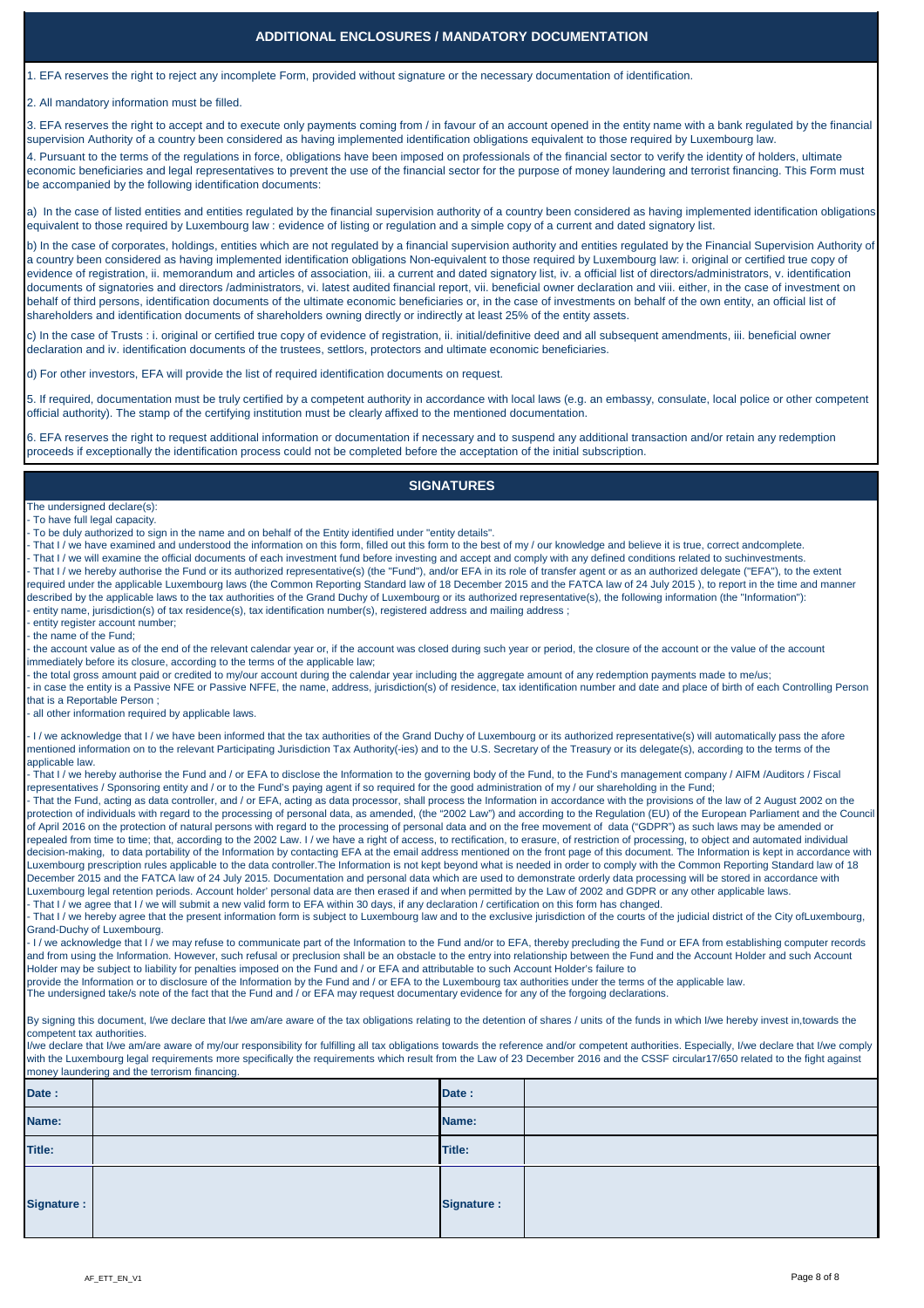## ADDITIONAL ENCLOSURES / MANDATORY DOCUMENTATION

1. EFA reserves the right to reject any incomplete Form, provided without signature or the necessary documentation of identification.

2. All mandatory information must be filled.

3. EFA reserves the right to accept and to execute only payments coming from / in favour of an account opened in the entity name with a bank regulated by the financial supervision Authority of a country been considered as having implemented identification obligations equivalent to those required by Luxembourg law.

4. Pursuant to the terms of the regulations in force, obligations have been imposed on professionals of the financial sector to verify the identity of holders, ultimate economic beneficiaries and legal representatives to prevent the use of the financial sector for the purpose of money laundering and terrorist financing. This Form must be accompanied by the following identification documents:

a) In the case of listed entities and entities regulated by the financial supervision authority of a country been considered as having implemented identification obligations equivalent to those required by Luxembourg law : evidence of listing or regulation and a simple copy of a current and dated signatory list.

b) In the case of corporates, holdings, entities which are not regulated by a financial supervision authority and entities regulated by the Financial Supervision Authority of a country been considered as having implemented identification obligations Non-equivalent to those required by Luxembourg law: i. original or certified true copy of evidence of registration, ii. memorandum and articles of association, iii. a current and dated signatory list, iv. a official list of directors/administrators, v. identification documents of signatories and directors /administrators, vi. latest audited financial report, vii. beneficial owner declaration and viii. either, in the case of investment on behalf of third persons, identification documents of the ultimate economic beneficiaries or, in the case of investments on behalf of the own entity, an official list of shareholders and identification documents of shareholders owning directly or indirectly at least 25% of the entity assets.

c) In the case of Trusts : i. original or certified true copy of evidence of registration, ii. initial/definitive deed and all subsequent amendments, iii. beneficial owner declaration and iv. identification documents of the trustees, settlors, protectors and ultimate economic beneficiaries.

d) For other investors, EFA will provide the list of required identification documents on request.

5. If required, documentation must be truly certified by a competent authority in accordance with local laws (e.g. an embassy, consulate, local police or other competent official authority). The stamp of the certifying institution must be clearly affixed to the mentioned documentation.

6. EFA reserves the right to request additional information or documentation if necessary and to suspend any additional transaction and/or retain any redemption proceeds if exceptionally the identification process could not be completed before the acceptation of the initial subscription.

## SIGNATURES

The undersigned declare(s):

- To have full legal capacity.
- To be duly authorized to sign in the name and on behalf of the Entity identified under "entity details".
- That I / we have examined and understood the information on this form, filled out this form to the best of my / our knowledge and believe it is true, correct andcomplete.
- That I / we will examine the official documents of each investment fund before investing and accept and comply with any defined conditions related to suchinvestments.
- That I / we hereby authorise the Fund or its authorized representative(s) (the "Fund"), and/or EFA in its role of transfer agent or as an authorized delegate ("EFA"), to the extent required under the applicable Luxembourg laws (the Common Reporting Standard law of 18 December 2015 and the FATCA law of 24 July 2015 ), to report in the time and manner described by the applicable laws to the tax authorities of the Grand Duchy of Luxembourg or its authorized representative(s), the following information (the "Information"):
- entity name, jurisdiction(s) of tax residence(s), tax identification number(s), registered address and mailing address ;
- entity register account number;
- the name of the Fund;
- the account value as of the end of the relevant calendar year or, if the account was closed during such year or period, the closure of the account or the value of the account immediately before its closure, according to the terms of the applicable law;
- the total gross amount paid or credited to my/our account during the calendar year including the aggregate amount of any redemption payments made to me/us;
- in case the entity is a Passive NFE or Passive NFFE, the name, address, jurisdiction(s) of residence, tax identification number and date and place of birth of each Controlling Person that is a Reportable Person ;
- all other information required by applicable laws.

- I / we acknowledge that I / we have been informed that the tax authorities of the Grand Duchy of Luxembourg or its authorized representative(s) will automatically pass the afore mentioned information on to the relevant Participating Jurisdiction Tax Authority(-ies) and to the U.S. Secretary of the Treasury or its delegate(s), according to the terms of the applicable law.
- That I / we hereby authorise the Fund and / or EFA to disclose the Information to the governing body of the Fund, to the Fund's management company / AIFM /Auditors / Fiscal representatives / Sponsoring entity and / or to the Fund's paying agent if so required for the good administration of my / our shareholding in the Fund;
- That the Fund, acting as data controller, and / or EFA, acting as data processor, shall process the Information in accordance with the provisions of the law of 2 August 2002 on the protection of individuals with regard to the processing of personal data, as amended, (the "2002 Law") and according to the Regulation (EU) of the European Parliament and the Council of April 2016 on the protection of natural persons with regard to the processing of personal data and on the free movement of data ("GDPR") as such laws may be amended or repealed from time to time; that, according to the 2002 Law. I / we have a right of access, to rectification, to erasure, of restriction of processing, to object and automated individual decision-making, to data portability of the Information by contacting EFA at the email address mentioned on the front page of this document. The Information is kept in accordance with Luxembourg prescription rules applicable to the data controller.The Information is not kept beyond what is needed in order to comply with the Common Reporting Standard law of 18 December 2015 and the FATCA law of 24 July 2015. Documentation and personal data which are used to demonstrate orderly data processing will be stored in accordance with Luxembourg legal retention periods. Account holder' personal data are then erased if and when permitted by the Law of 2002 and GDPR or any other applicable laws.
- That I / we agree that I / we will submit a new valid form to EFA within 30 days, if any declaration / certification on this form has changed.
- That I / we hereby agree that the present information form is subject to Luxembourg law and to the exclusive jurisdiction of the courts of the judicial district of the City ofLuxembourg, Grand-Duchy of Luxembourg.
- I / we acknowledge that I / we may refuse to communicate part of the Information to the Fund and/or to EFA, thereby precluding the Fund or EFA from establishing computer records and from using the Information. However, such refusal or preclusion shall be an obstacle to the entry into relationship between the Fund and the Account Holder and such Account Holder may be subject to liability for penalties imposed on the Fund and / or EFA and attributable to such Account Holder's failure to provide the Information or to disclosure of the Information by the Fund and / or EFA to the Luxembourg tax authorities under the terms of the applicable law.

The undersigned take/s note of the fact that the Fund and / or EFA may request documentary evidence for any of the forgoing declarations.

By signing this document, I/we declare that I/we am/are aware of the tax obligations relating to the detention of shares / units of the funds in which I/we hereby invest in,towards the competent tax authorities.

I/we declare that I/we am/are aware of my/our responsibility for fulfilling all tax obligations towards the reference and/or competent authorities. Especially, I/we declare that I/we comply with the Luxembourg legal requirements more specifically the requirements which result from the Law of 23 December 2016 and the CSSF circular17/650 related to the fight against money laundering and the terrorism financing.

| | | | |
|---|---|---|---|
| Date : | | Date : | |
| Name: | | Name: | |
| Title: | | Title: | |
| Signature : | | Signature : | |

AF_ETT_EN_V1